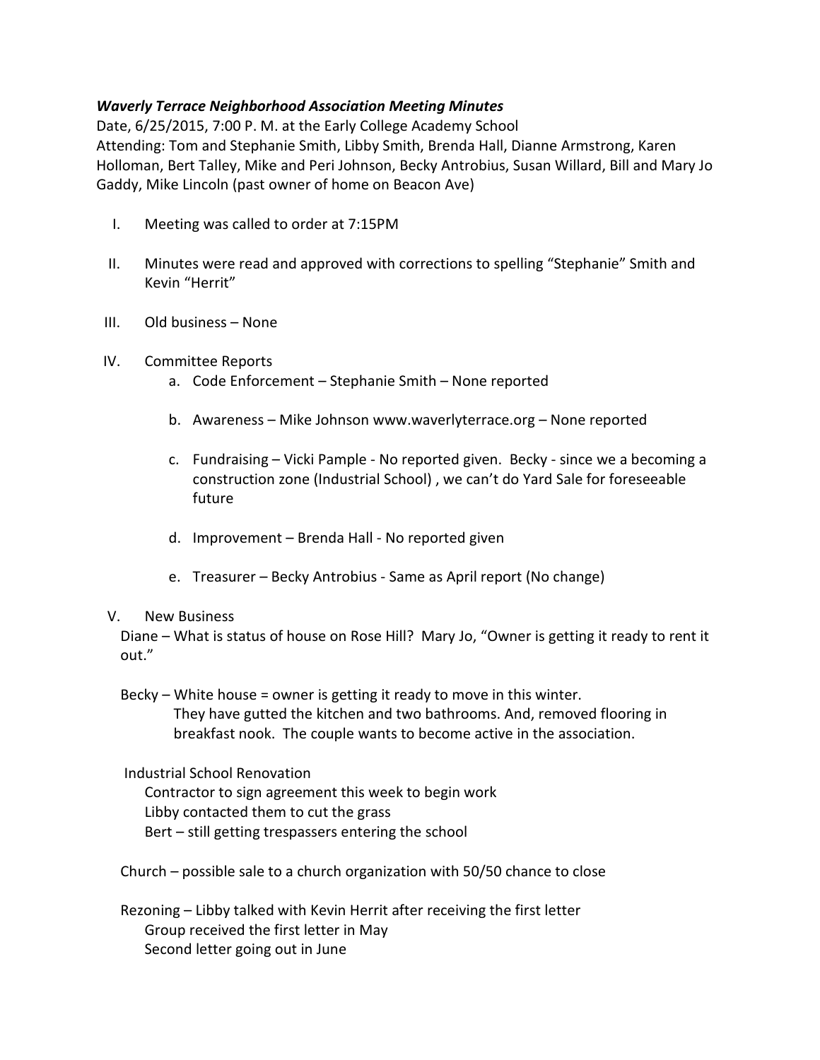***Waverly Terrace Neighborhood Association Meeting Minutes***

Date, 6/25/2015, 7:00 P. M. at the Early College Academy School
Attending: Tom and Stephanie Smith, Libby Smith, Brenda Hall, Dianne Armstrong, Karen Holloman, Bert Talley, Mike and Peri Johnson, Becky Antrobius, Susan Willard, Bill and Mary Jo Gaddy, Mike Lincoln (past owner of home on Beacon Ave)

I. Meeting was called to order at 7:15PM

II. Minutes were read and approved with corrections to spelling "Stephanie" Smith and Kevin "Herrit"

III. Old business – None

IV. Committee Reports
   a. Code Enforcement – Stephanie Smith – None reported
   b. Awareness – Mike Johnson www.waverlyterrace.org – None reported
   c. Fundraising – Vicki Pample - No reported given. Becky - since we a becoming a construction zone (Industrial School) , we can't do Yard Sale for foreseeable future
   d. Improvement – Brenda Hall - No reported given
   e. Treasurer – Becky Antrobius - Same as April report (No change)

V. New Business

Diane – What is status of house on Rose Hill? Mary Jo, "Owner is getting it ready to rent it out."

Becky – White house = owner is getting it ready to move in this winter.
They have gutted the kitchen and two bathrooms. And, removed flooring in breakfast nook. The couple wants to become active in the association.

Industrial School Renovation
Contractor to sign agreement this week to begin work
Libby contacted them to cut the grass
Bert – still getting trespassers entering the school

Church – possible sale to a church organization with 50/50 chance to close

Rezoning – Libby talked with Kevin Herrit after receiving the first letter
Group received the first letter in May
Second letter going out in June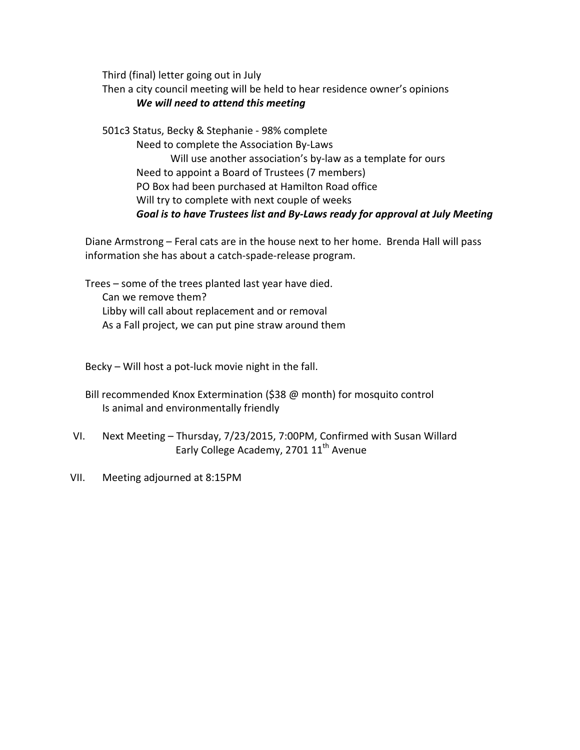Third (final) letter going out in July

Then a city council meeting will be held to hear residence owner's opinions

***We will need to attend this meeting***

501c3 Status, Becky & Stephanie - 98% complete

- Need to complete the Association By-Laws
  - Will use another association's by-law as a template for ours
- Need to appoint a Board of Trustees (7 members)
- PO Box had been purchased at Hamilton Road office
- Will try to complete with next couple of weeks
- ***Goal is to have Trustees list and By-Laws ready for approval at July Meeting***

Diane Armstrong – Feral cats are in the house next to her home. Brenda Hall will pass information she has about a catch-spade-release program.

Trees – some of the trees planted last year have died.

- Can we remove them?
- Libby will call about replacement and or removal
- As a Fall project, we can put pine straw around them

Becky – Will host a pot-luck movie night in the fall.

Bill recommended Knox Extermination ($38 @ month) for mosquito control

- Is animal and environmentally friendly

VI. Next Meeting – Thursday, 7/23/2015, 7:00PM, Confirmed with Susan Willard
Early College Academy, 2701 11th Avenue

VII. Meeting adjourned at 8:15PM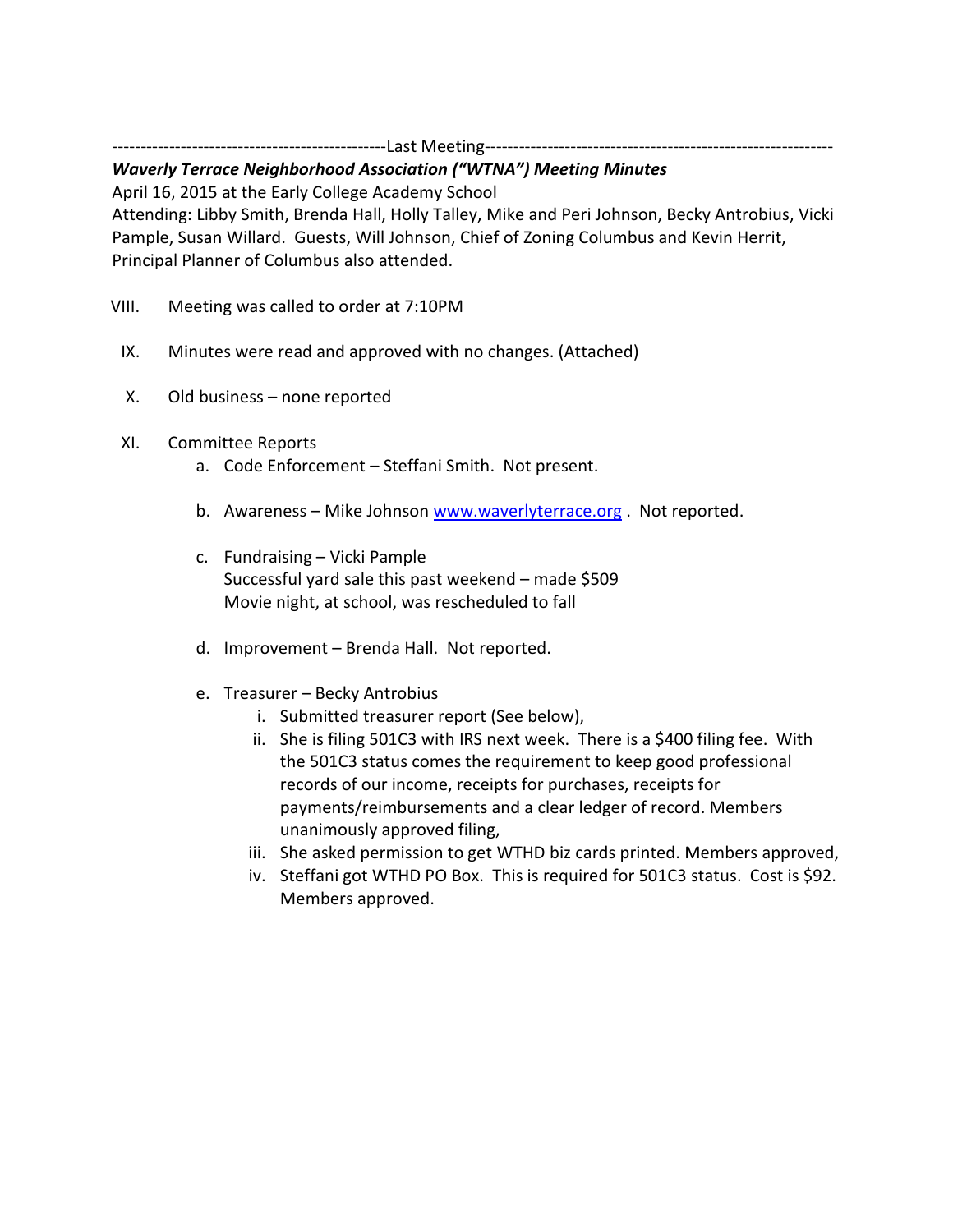-----------------------------------------------Last Meeting------------------------------------------------------------

***Waverly Terrace Neighborhood Association ("WTNA") Meeting Minutes***

April 16, 2015 at the Early College Academy School

Attending: Libby Smith, Brenda Hall, Holly Talley, Mike and Peri Johnson, Becky Antrobius, Vicki Pample, Susan Willard. Guests, Will Johnson, Chief of Zoning Columbus and Kevin Herrit, Principal Planner of Columbus also attended.

VIII. Meeting was called to order at 7:10PM

IX. Minutes were read and approved with no changes. (Attached)

X. Old business – none reported

XI. Committee Reports
   - a. Code Enforcement – Steffani Smith. Not present.
   - b. Awareness – Mike Johnson [www.waverlyterrace.org](http://www.waverlyterrace.org) . Not reported.
   - c. Fundraising – Vicki Pample
     Successful yard sale this past weekend – made $509
     Movie night, at school, was rescheduled to fall
   - d. Improvement – Brenda Hall. Not reported.
   - e. Treasurer – Becky Antrobius
     - i. Submitted treasurer report (See below),
     - ii. She is filing 501C3 with IRS next week. There is a $400 filing fee. With the 501C3 status comes the requirement to keep good professional records of our income, receipts for purchases, receipts for payments/reimbursements and a clear ledger of record. Members unanimously approved filing,
     - iii. She asked permission to get WTHD biz cards printed. Members approved,
     - iv. Steffani got WTHD PO Box. This is required for 501C3 status. Cost is $92. Members approved.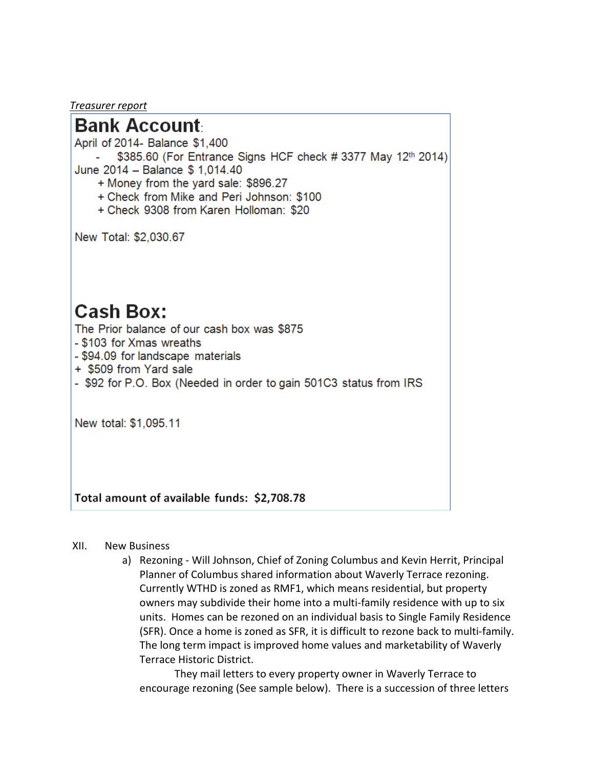*Treasurer report*

## Bank Account:

April of 2014- Balance $1,400

- $385.60 (For Entrance Signs HCF check # 3377 May 12th 2014)

June 2014 – Balance $ 1,014.40

+ Money from the yard sale: $896.27
+ Check from Mike and Peri Johnson: $100
+ Check 9308 from Karen Holloman: $20

New Total: $2,030.67

## Cash Box:

The Prior balance of our cash box was $875

- $103 for Xmas wreaths
- $94.09 for landscape materials
+ $509 from Yard sale
- $92 for P.O. Box (Needed in order to gain 501C3 status from IRS

New total: $1,095.11

**Total amount of available funds: $2,708.78**

XII. New Business

a) Rezoning - Will Johnson, Chief of Zoning Columbus and Kevin Herrit, Principal Planner of Columbus shared information about Waverly Terrace rezoning. Currently WTHD is zoned as RMF1, which means residential, but property owners may subdivide their home into a multi-family residence with up to six units. Homes can be rezoned on an individual basis to Single Family Residence (SFR). Once a home is zoned as SFR, it is difficult to rezone back to multi-family. The long term impact is improved home values and marketability of Waverly Terrace Historic District.

They mail letters to every property owner in Waverly Terrace to encourage rezoning (See sample below). There is a succession of three letters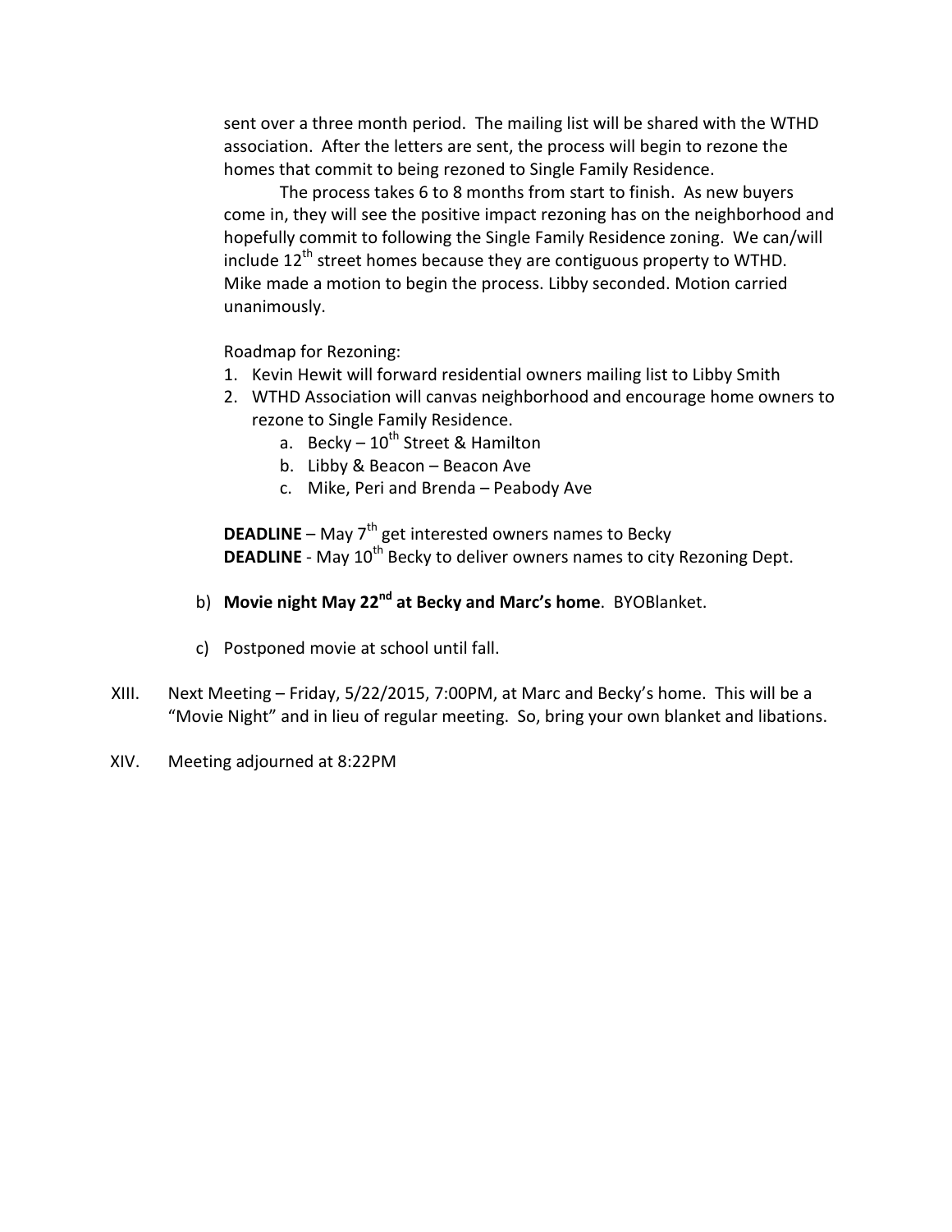sent over a three month period. The mailing list will be shared with the WTHD association. After the letters are sent, the process will begin to rezone the homes that commit to being rezoned to Single Family Residence.

The process takes 6 to 8 months from start to finish. As new buyers come in, they will see the positive impact rezoning has on the neighborhood and hopefully commit to following the Single Family Residence zoning. We can/will include 12th street homes because they are contiguous property to WTHD. Mike made a motion to begin the process. Libby seconded. Motion carried unanimously.

Roadmap for Rezoning:

1. Kevin Hewit will forward residential owners mailing list to Libby Smith
2. WTHD Association will canvas neighborhood and encourage home owners to rezone to Single Family Residence.
   a. Becky – 10th Street & Hamilton
   b. Libby & Beacon – Beacon Ave
   c. Mike, Peri and Brenda – Peabody Ave

**DEADLINE** – May 7th get interested owners names to Becky
**DEADLINE** - May 10th Becky to deliver owners names to city Rezoning Dept.

b) **Movie night May 22nd at Becky and Marc's home**. BYOBlanket.

c) Postponed movie at school until fall.

XIII. Next Meeting – Friday, 5/22/2015, 7:00PM, at Marc and Becky's home. This will be a "Movie Night" and in lieu of regular meeting. So, bring your own blanket and libations.

XIV. Meeting adjourned at 8:22PM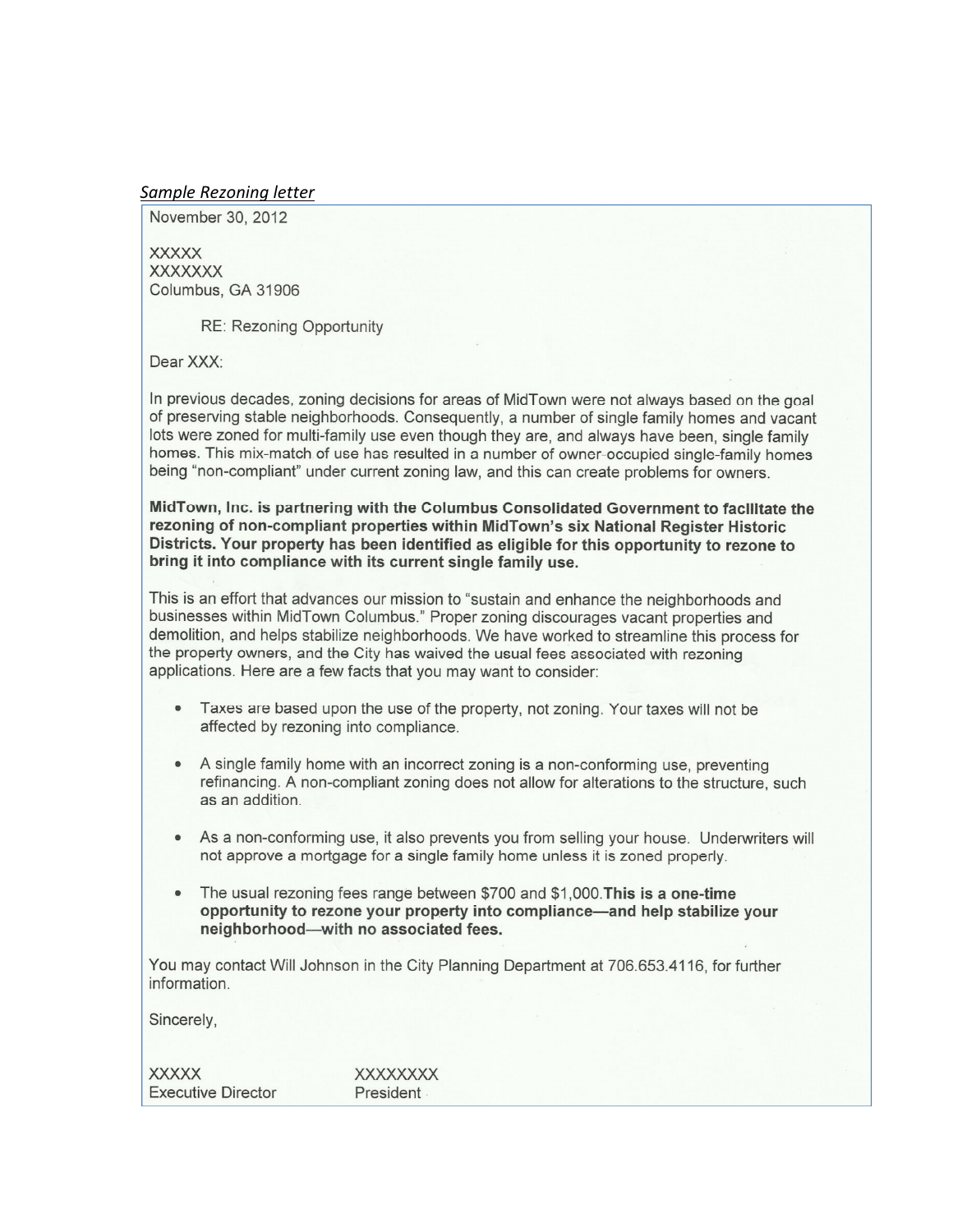*Sample Rezoning letter*

November 30, 2012

XXXXX
XXXXXXX
Columbus, GA 31906

RE: Rezoning Opportunity

Dear XXX:

In previous decades, zoning decisions for areas of MidTown were not always based on the goal of preserving stable neighborhoods. Consequently, a number of single family homes and vacant lots were zoned for multi-family use even though they are, and always have been, single family homes. This mix-match of use has resulted in a number of owner-occupied single-family homes being "non-compliant" under current zoning law, and this can create problems for owners.

**MidTown, Inc. is partnering with the Columbus Consolidated Government to facilitate the rezoning of non-compliant properties within MidTown's six National Register Historic Districts. Your property has been identified as eligible for this opportunity to rezone to bring it into compliance with its current single family use.**

This is an effort that advances our mission to "sustain and enhance the neighborhoods and businesses within MidTown Columbus." Proper zoning discourages vacant properties and demolition, and helps stabilize neighborhoods. We have worked to streamline this process for the property owners, and the City has waived the usual fees associated with rezoning applications. Here are a few facts that you may want to consider:

- Taxes are based upon the use of the property, not zoning. Your taxes will not be affected by rezoning into compliance.
- A single family home with an incorrect zoning is a non-conforming use, preventing refinancing. A non-compliant zoning does not allow for alterations to the structure, such as an addition.
- As a non-conforming use, it also prevents you from selling your house. Underwriters will not approve a mortgage for a single family home unless it is zoned properly.
- The usual rezoning fees range between $700 and $1,000. **This is a one-time opportunity to rezone your property into compliance—and help stabilize your neighborhood—with no associated fees.**

You may contact Will Johnson in the City Planning Department at 706.653.4116, for further information.

Sincerely,

XXXXX
Executive Director

XXXXXXXX
President